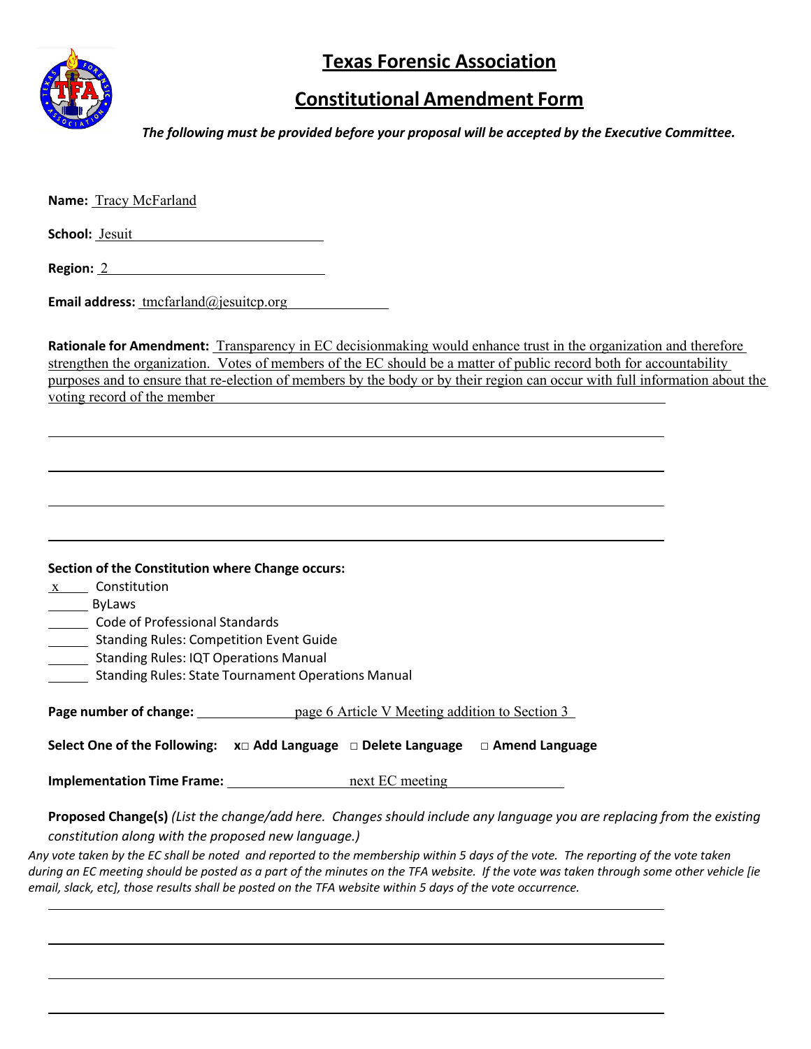# Texas Forensic Association

## Constitutional Amendment Form

***The following must be provided before your proposal will be accepted by the Executive Committee.***

**Name:** Tracy McFarland

**School:** Jesuit

**Region:** 2

**Email address:** tmcfarland@jesuitcp.org

**Rationale for Amendment:** Transparency in EC decisionmaking would enhance trust in the organization and therefore strengthen the organization. Votes of members of the EC should be a matter of public record both for accountability purposes and to ensure that re-election of members by the body or by their region can occur with full information about the voting record of the member

**Section of the Constitution where Change occurs:**

- x Constitution
- ByLaws
- Code of Professional Standards
- Standing Rules: Competition Event Guide
- Standing Rules: IQT Operations Manual
- Standing Rules: State Tournament Operations Manual

**Page number of change:** page 6 Article V Meeting addition to Section 3

**Select One of the Following:** **x□ Add Language** **□ Delete Language** **□ Amend Language**

**Implementation Time Frame:** next EC meeting

**Proposed Change(s)** *(List the change/add here. Changes should include any language you are replacing from the existing constitution along with the proposed new language.)*

*Any vote taken by the EC shall be noted and reported to the membership within 5 days of the vote. The reporting of the vote taken during an EC meeting should be posted as a part of the minutes on the TFA website. If the vote was taken through some other vehicle [ie email, slack, etc], those results shall be posted on the TFA website within 5 days of the vote occurrence.*